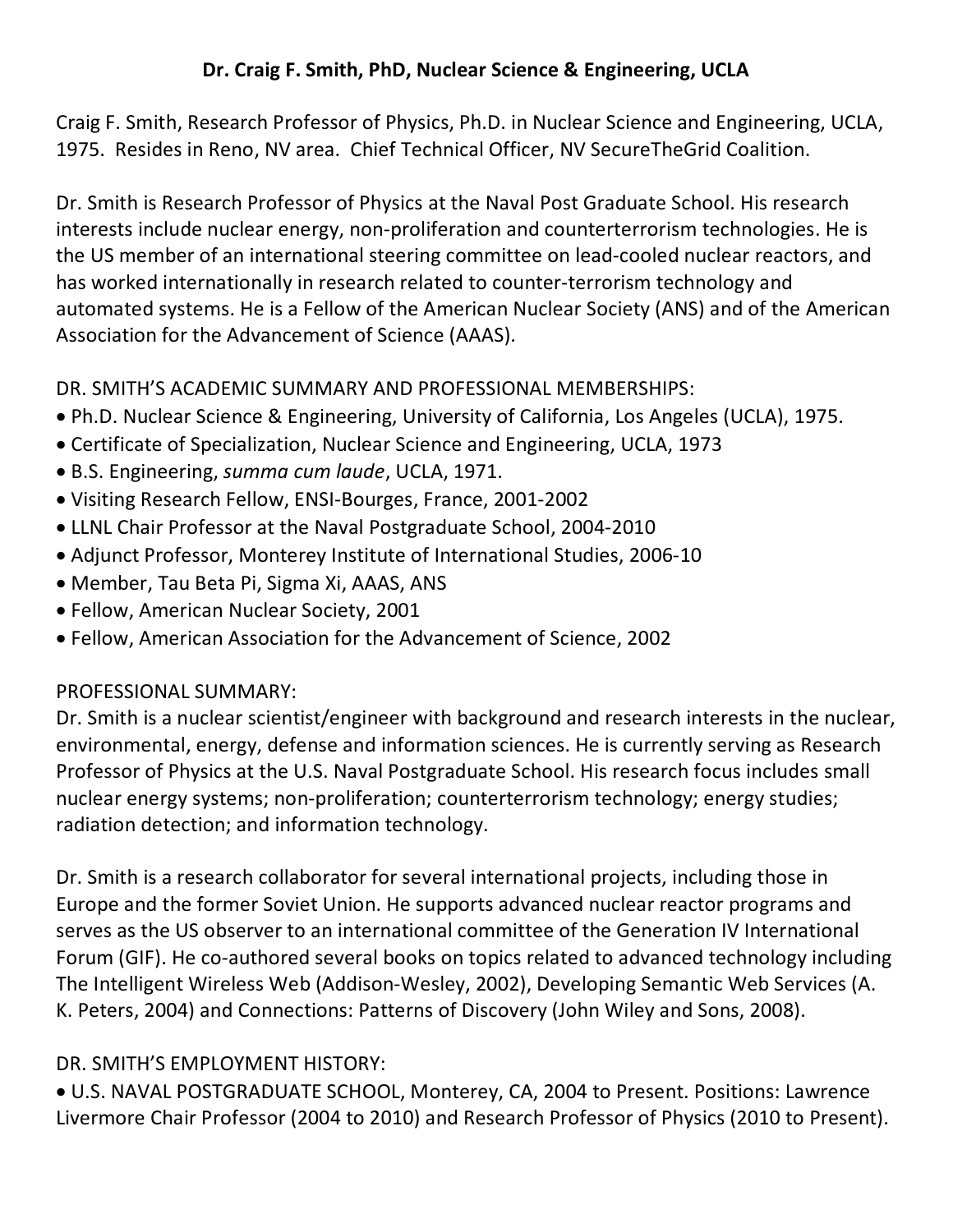# Dr. Craig F. Smith, PhD, Nuclear Science & Engineering, UCLA

Craig F. Smith, Research Professor of Physics, Ph.D. in Nuclear Science and Engineering, UCLA, 1975. Resides in Reno, NV area. Chief Technical Officer, NV SecureTheGrid Coalition.

Dr. Smith is Research Professor of Physics at the Naval Post Graduate School. His research interests include nuclear energy, non-proliferation and counterterrorism technologies. He is the US member of an international steering committee on lead-cooled nuclear reactors, and has worked internationally in research related to counter-terrorism technology and automated systems. He is a Fellow of the American Nuclear Society (ANS) and of the American Association for the Advancement of Science (AAAS).

DR. SMITH'S ACADEMIC SUMMARY AND PROFESSIONAL MEMBERSHIPS:

- Ph.D. Nuclear Science & Engineering, University of California, Los Angeles (UCLA), 1975.
- Certificate of Specialization, Nuclear Science and Engineering, UCLA, 1973
- B.S. Engineering, *summa cum laude*, UCLA, 1971.
- Visiting Research Fellow, ENSI-Bourges, France, 2001-2002
- LLNL Chair Professor at the Naval Postgraduate School, 2004-2010
- Adjunct Professor, Monterey Institute of International Studies, 2006-10
- Member, Tau Beta Pi, Sigma Xi, AAAS, ANS
- Fellow, American Nuclear Society, 2001
- Fellow, American Association for the Advancement of Science, 2002

PROFESSIONAL SUMMARY:

Dr. Smith is a nuclear scientist/engineer with background and research interests in the nuclear, environmental, energy, defense and information sciences. He is currently serving as Research Professor of Physics at the U.S. Naval Postgraduate School. His research focus includes small nuclear energy systems; non-proliferation; counterterrorism technology; energy studies; radiation detection; and information technology.

Dr. Smith is a research collaborator for several international projects, including those in Europe and the former Soviet Union. He supports advanced nuclear reactor programs and serves as the US observer to an international committee of the Generation IV International Forum (GIF). He co-authored several books on topics related to advanced technology including The Intelligent Wireless Web (Addison-Wesley, 2002), Developing Semantic Web Services (A. K. Peters, 2004) and Connections: Patterns of Discovery (John Wiley and Sons, 2008).

DR. SMITH'S EMPLOYMENT HISTORY:

- U.S. NAVAL POSTGRADUATE SCHOOL, Monterey, CA, 2004 to Present. Positions: Lawrence Livermore Chair Professor (2004 to 2010) and Research Professor of Physics (2010 to Present).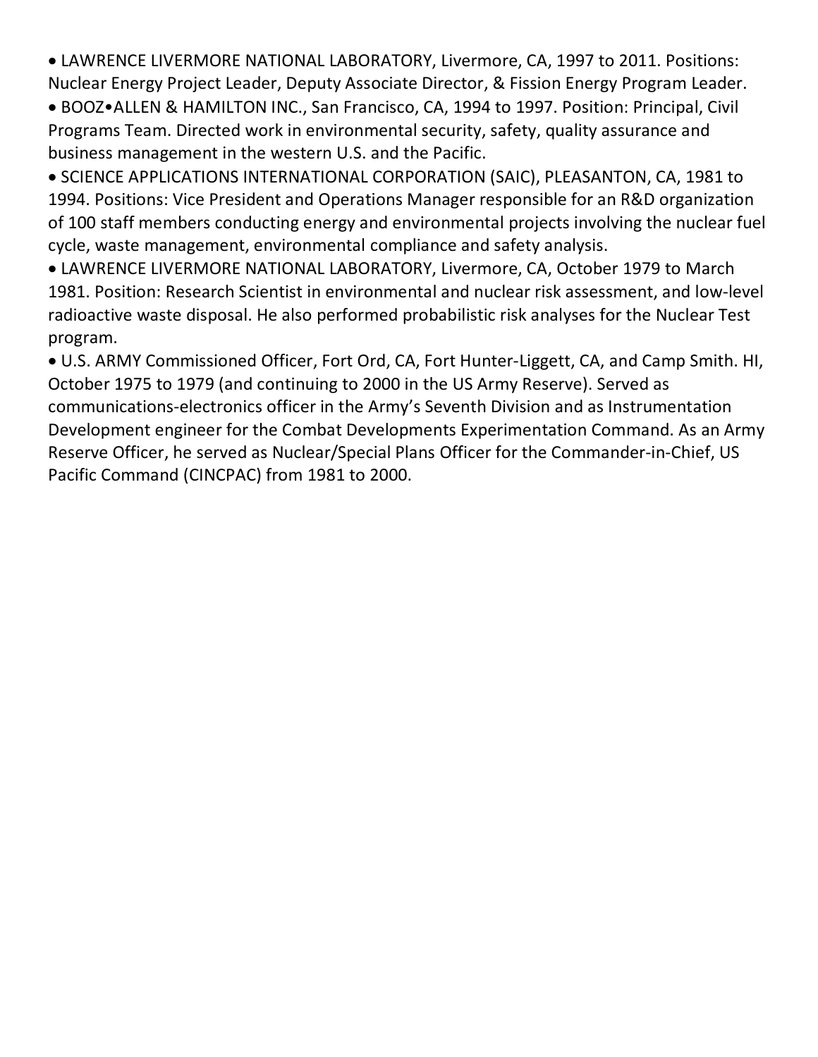- LAWRENCE LIVERMORE NATIONAL LABORATORY, Livermore, CA, 1997 to 2011. Positions: Nuclear Energy Project Leader, Deputy Associate Director, & Fission Energy Program Leader.
- BOOZ•ALLEN & HAMILTON INC., San Francisco, CA, 1994 to 1997. Position: Principal, Civil Programs Team. Directed work in environmental security, safety, quality assurance and business management in the western U.S. and the Pacific.
- SCIENCE APPLICATIONS INTERNATIONAL CORPORATION (SAIC), PLEASANTON, CA, 1981 to 1994. Positions: Vice President and Operations Manager responsible for an R&D organization of 100 staff members conducting energy and environmental projects involving the nuclear fuel cycle, waste management, environmental compliance and safety analysis.
- LAWRENCE LIVERMORE NATIONAL LABORATORY, Livermore, CA, October 1979 to March 1981. Position: Research Scientist in environmental and nuclear risk assessment, and low-level radioactive waste disposal. He also performed probabilistic risk analyses for the Nuclear Test program.
- U.S. ARMY Commissioned Officer, Fort Ord, CA, Fort Hunter-Liggett, CA, and Camp Smith. HI, October 1975 to 1979 (and continuing to 2000 in the US Army Reserve). Served as communications-electronics officer in the Army's Seventh Division and as Instrumentation Development engineer for the Combat Developments Experimentation Command. As an Army Reserve Officer, he served as Nuclear/Special Plans Officer for the Commander-in-Chief, US Pacific Command (CINCPAC) from 1981 to 2000.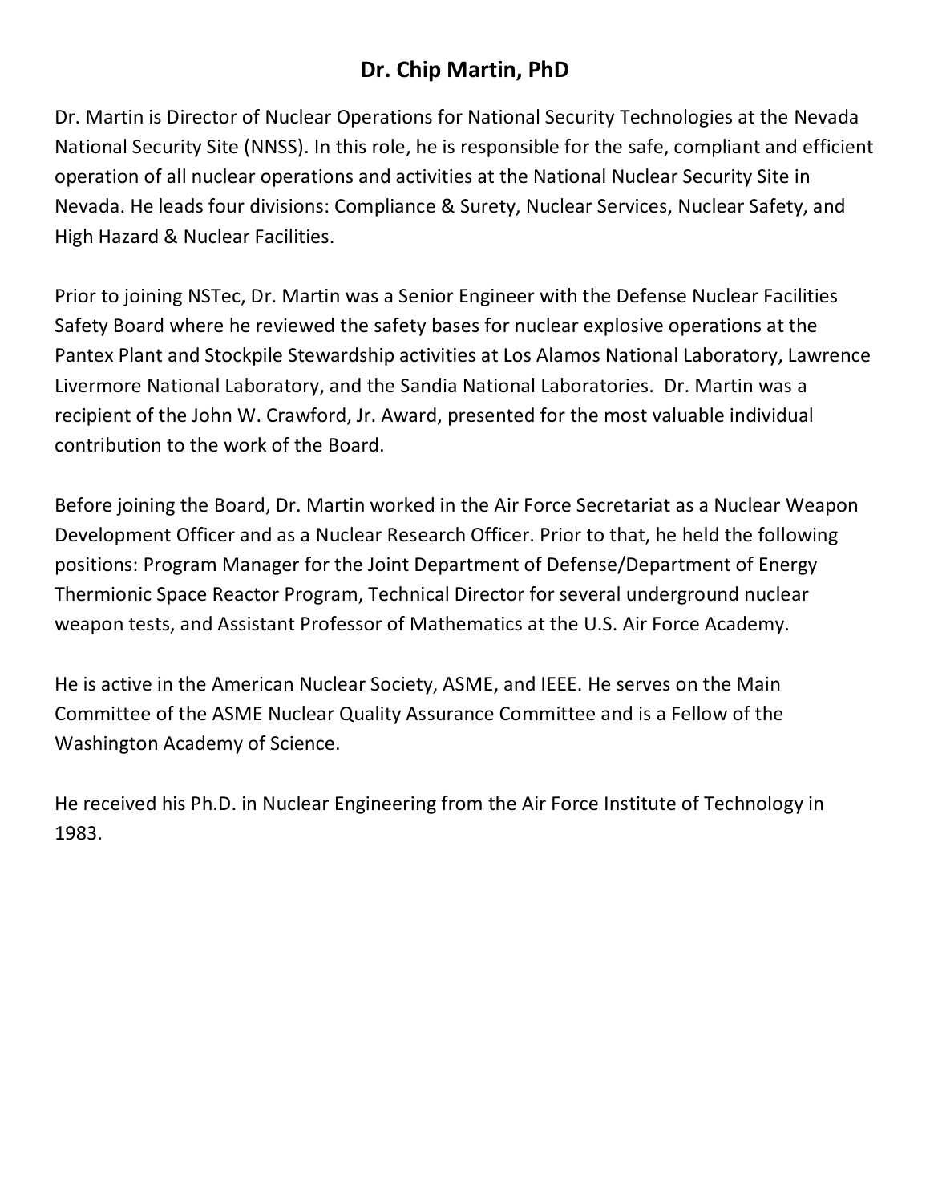# Dr. Chip Martin, PhD

Dr. Martin is Director of Nuclear Operations for National Security Technologies at the Nevada National Security Site (NNSS). In this role, he is responsible for the safe, compliant and efficient operation of all nuclear operations and activities at the National Nuclear Security Site in Nevada. He leads four divisions: Compliance & Surety, Nuclear Services, Nuclear Safety, and High Hazard & Nuclear Facilities.

Prior to joining NSTec, Dr. Martin was a Senior Engineer with the Defense Nuclear Facilities Safety Board where he reviewed the safety bases for nuclear explosive operations at the Pantex Plant and Stockpile Stewardship activities at Los Alamos National Laboratory, Lawrence Livermore National Laboratory, and the Sandia National Laboratories. Dr. Martin was a recipient of the John W. Crawford, Jr. Award, presented for the most valuable individual contribution to the work of the Board.

Before joining the Board, Dr. Martin worked in the Air Force Secretariat as a Nuclear Weapon Development Officer and as a Nuclear Research Officer. Prior to that, he held the following positions: Program Manager for the Joint Department of Defense/Department of Energy Thermionic Space Reactor Program, Technical Director for several underground nuclear weapon tests, and Assistant Professor of Mathematics at the U.S. Air Force Academy.

He is active in the American Nuclear Society, ASME, and IEEE. He serves on the Main Committee of the ASME Nuclear Quality Assurance Committee and is a Fellow of the Washington Academy of Science.

He received his Ph.D. in Nuclear Engineering from the Air Force Institute of Technology in 1983.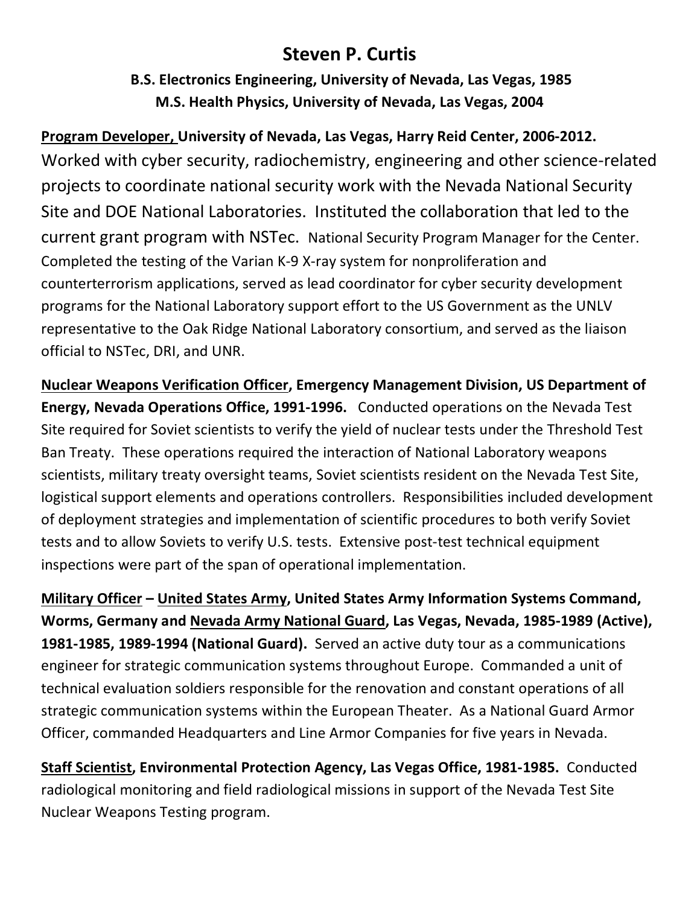# Steven P. Curtis

**B.S. Electronics Engineering, University of Nevada, Las Vegas, 1985**
**M.S. Health Physics, University of Nevada, Las Vegas, 2004**

**Program Developer, University of Nevada, Las Vegas, Harry Reid Center, 2006-2012.** Worked with cyber security, radiochemistry, engineering and other science-related projects to coordinate national security work with the Nevada National Security Site and DOE National Laboratories. Instituted the collaboration that led to the current grant program with NSTec. National Security Program Manager for the Center. Completed the testing of the Varian K-9 X-ray system for nonproliferation and counterterrorism applications, served as lead coordinator for cyber security development programs for the National Laboratory support effort to the US Government as the UNLV representative to the Oak Ridge National Laboratory consortium, and served as the liaison official to NSTec, DRI, and UNR.

**Nuclear Weapons Verification Officer, Emergency Management Division, US Department of Energy, Nevada Operations Office, 1991-1996.** Conducted operations on the Nevada Test Site required for Soviet scientists to verify the yield of nuclear tests under the Threshold Test Ban Treaty. These operations required the interaction of National Laboratory weapons scientists, military treaty oversight teams, Soviet scientists resident on the Nevada Test Site, logistical support elements and operations controllers. Responsibilities included development of deployment strategies and implementation of scientific procedures to both verify Soviet tests and to allow Soviets to verify U.S. tests. Extensive post-test technical equipment inspections were part of the span of operational implementation.

**Military Officer – United States Army, United States Army Information Systems Command, Worms, Germany and Nevada Army National Guard, Las Vegas, Nevada, 1985-1989 (Active), 1981-1985, 1989-1994 (National Guard).** Served an active duty tour as a communications engineer for strategic communication systems throughout Europe. Commanded a unit of technical evaluation soldiers responsible for the renovation and constant operations of all strategic communication systems within the European Theater. As a National Guard Armor Officer, commanded Headquarters and Line Armor Companies for five years in Nevada.

**Staff Scientist, Environmental Protection Agency, Las Vegas Office, 1981-1985.** Conducted radiological monitoring and field radiological missions in support of the Nevada Test Site Nuclear Weapons Testing program.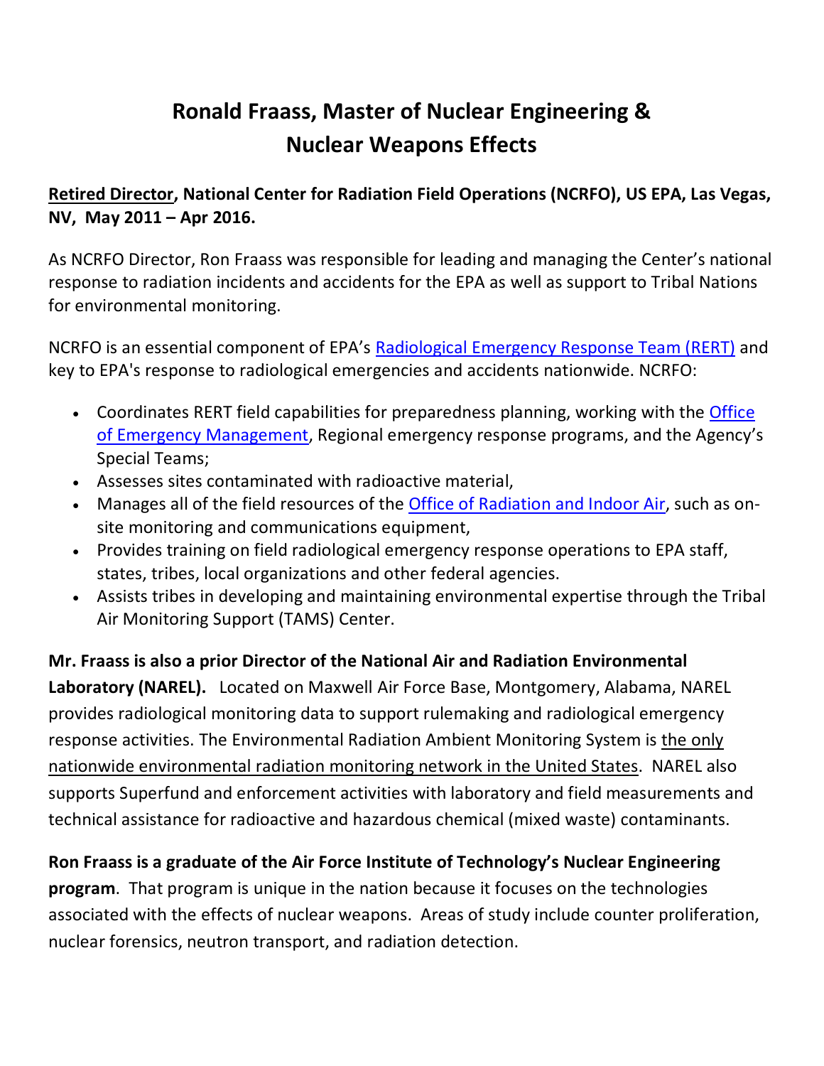# Ronald Fraass, Master of Nuclear Engineering & Nuclear Weapons Effects

**Retired Director, National Center for Radiation Field Operations (NCRFO), US EPA, Las Vegas, NV, May 2011 – Apr 2016.**

As NCRFO Director, Ron Fraass was responsible for leading and managing the Center's national response to radiation incidents and accidents for the EPA as well as support to Tribal Nations for environmental monitoring.

NCRFO is an essential component of EPA's Radiological Emergency Response Team (RERT) and key to EPA's response to radiological emergencies and accidents nationwide. NCRFO:

- Coordinates RERT field capabilities for preparedness planning, working with the Office of Emergency Management, Regional emergency response programs, and the Agency's Special Teams;
- Assesses sites contaminated with radioactive material,
- Manages all of the field resources of the Office of Radiation and Indoor Air, such as on-site monitoring and communications equipment,
- Provides training on field radiological emergency response operations to EPA staff, states, tribes, local organizations and other federal agencies.
- Assists tribes in developing and maintaining environmental expertise through the Tribal Air Monitoring Support (TAMS) Center.

**Mr. Fraass is also a prior Director of the National Air and Radiation Environmental Laboratory (NAREL).** Located on Maxwell Air Force Base, Montgomery, Alabama, NAREL provides radiological monitoring data to support rulemaking and radiological emergency response activities. The Environmental Radiation Ambient Monitoring System is the only nationwide environmental radiation monitoring network in the United States. NAREL also supports Superfund and enforcement activities with laboratory and field measurements and technical assistance for radioactive and hazardous chemical (mixed waste) contaminants.

**Ron Fraass is a graduate of the Air Force Institute of Technology's Nuclear Engineering program**. That program is unique in the nation because it focuses on the technologies associated with the effects of nuclear weapons. Areas of study include counter proliferation, nuclear forensics, neutron transport, and radiation detection.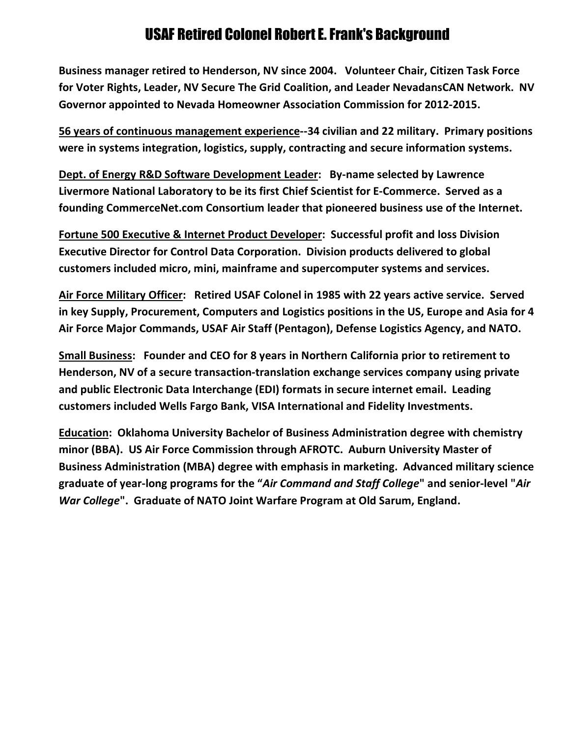# USAF Retired Colonel Robert E. Frank's Background

**Business manager retired to Henderson, NV since 2004. Volunteer Chair, Citizen Task Force for Voter Rights, Leader, NV Secure The Grid Coalition, and Leader NevadansCAN Network. NV Governor appointed to Nevada Homeowner Association Commission for 2012-2015.**

**<u>56 years of continuous management experience</u>--34 civilian and 22 military. Primary positions were in systems integration, logistics, supply, contracting and secure information systems.**

**<u>Dept. of Energy R&D Software Development Leader</u>: By-name selected by Lawrence Livermore National Laboratory to be its first Chief Scientist for E-Commerce. Served as a founding CommerceNet.com Consortium leader that pioneered business use of the Internet.**

**<u>Fortune 500 Executive & Internet Product Developer</u>: Successful profit and loss Division Executive Director for Control Data Corporation. Division products delivered to global customers included micro, mini, mainframe and supercomputer systems and services.**

**<u>Air Force Military Officer</u>: Retired USAF Colonel in 1985 with 22 years active service. Served in key Supply, Procurement, Computers and Logistics positions in the US, Europe and Asia for 4 Air Force Major Commands, USAF Air Staff (Pentagon), Defense Logistics Agency, and NATO.**

**<u>Small Business</u>: Founder and CEO for 8 years in Northern California prior to retirement to Henderson, NV of a secure transaction-translation exchange services company using private and public Electronic Data Interchange (EDI) formats in secure internet email. Leading customers included Wells Fargo Bank, VISA International and Fidelity Investments.**

**<u>Education</u>: Oklahoma University Bachelor of Business Administration degree with chemistry minor (BBA). US Air Force Commission through AFROTC. Auburn University Master of Business Administration (MBA) degree with emphasis in marketing. Advanced military science graduate of year-long programs for the "*Air Command and Staff College*" and senior-level "*Air War College*". Graduate of NATO Joint Warfare Program at Old Sarum, England.**